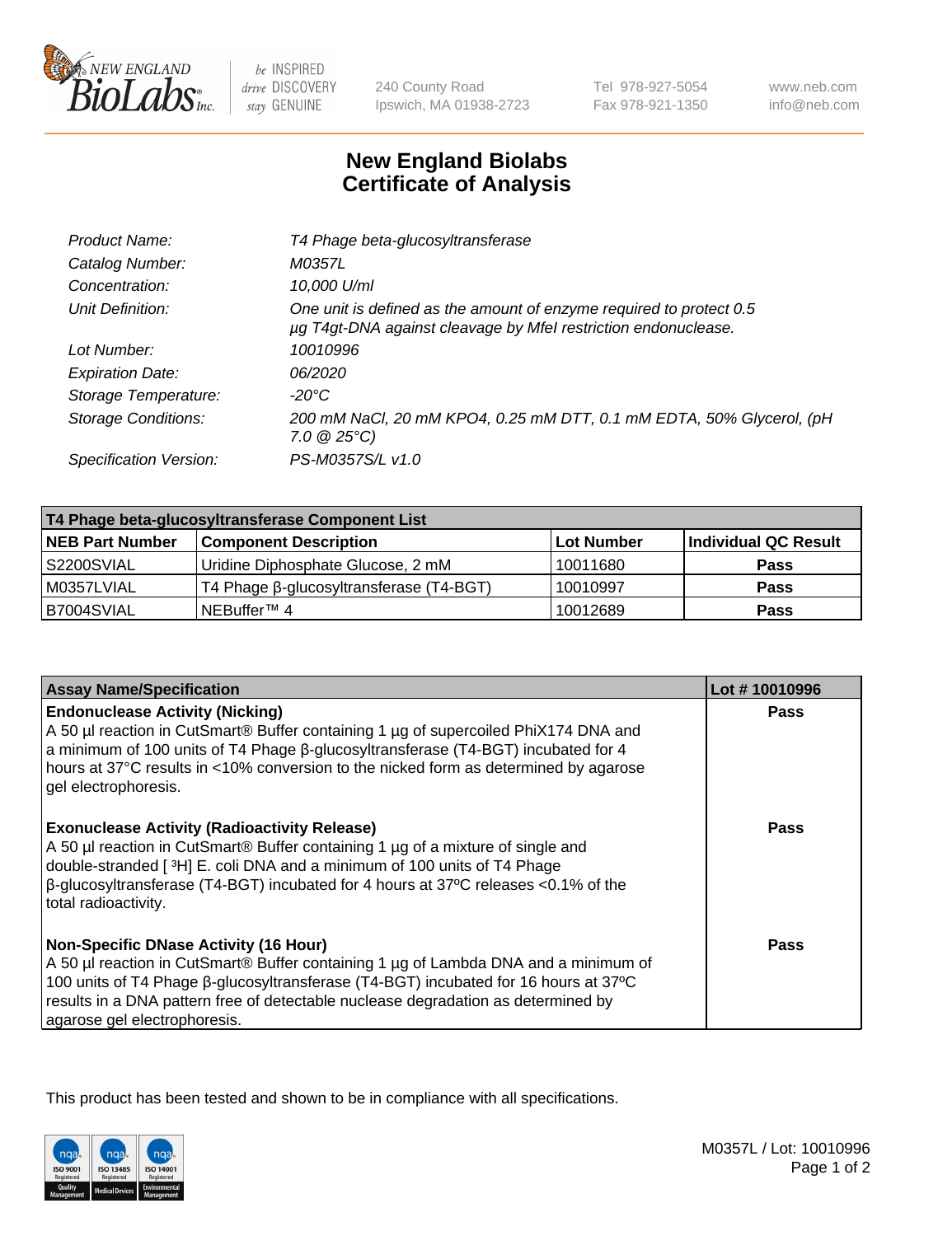# New England Biolabs Certificate of Analysis

| | |
|---|---|
| *Product Name:* | *T4 Phage beta-glucosyltransferase* |
| *Catalog Number:* | *M0357L* |
| *Concentration:* | *10,000 U/ml* |
| *Unit Definition:* | *One unit is defined as the amount of enzyme required to protect 0.5 µg T4gt-DNA against cleavage by MfeI restriction endonuclease.* |
| *Lot Number:* | *10010996* |
| *Expiration Date:* | *06/2020* |
| *Storage Temperature:* | *-20°C* |
| *Storage Conditions:* | *200 mM NaCl, 20 mM KPO4, 0.25 mM DTT, 0.1 mM EDTA, 50% Glycerol, (pH 7.0 @ 25°C)* |
| *Specification Version:* | *PS-M0357S/L v1.0* |

| T4 Phage beta-glucosyltransferase Component List | | | |
|---|---|---|---|
| **NEB Part Number** | **Component Description** | **Lot Number** | **Individual QC Result** |
| S2200SVIAL | Uridine Diphosphate Glucose, 2 mM | 10011680 | **Pass** |
| M0357LVIAL | T4 Phage β-glucosyltransferase (T4-BGT) | 10010997 | **Pass** |
| B7004SVIAL | NEBuffer™ 4 | 10012689 | **Pass** |

| Assay Name/Specification | Lot # 10010996 |
|---|---|
| **Endonuclease Activity (Nicking)**<br>A 50 µl reaction in CutSmart® Buffer containing 1 µg of supercoiled PhiX174 DNA and a minimum of 100 units of T4 Phage β-glucosyltransferase (T4-BGT) incubated for 4 hours at 37°C results in <10% conversion to the nicked form as determined by agarose gel electrophoresis. | **Pass** |
| **Exonuclease Activity (Radioactivity Release)**<br>A 50 µl reaction in CutSmart® Buffer containing 1 µg of a mixture of single and double-stranded [ $^3$H] E. coli DNA and a minimum of 100 units of T4 Phage β-glucosyltransferase (T4-BGT) incubated for 4 hours at 37ºC releases <0.1% of the total radioactivity. | **Pass** |
| **Non-Specific DNase Activity (16 Hour)**<br>A 50 µl reaction in CutSmart® Buffer containing 1 µg of Lambda DNA and a minimum of 100 units of T4 Phage β-glucosyltransferase (T4-BGT) incubated for 16 hours at 37ºC results in a DNA pattern free of detectable nuclease degradation as determined by agarose gel electrophoresis. | **Pass** |

This product has been tested and shown to be in compliance with all specifications.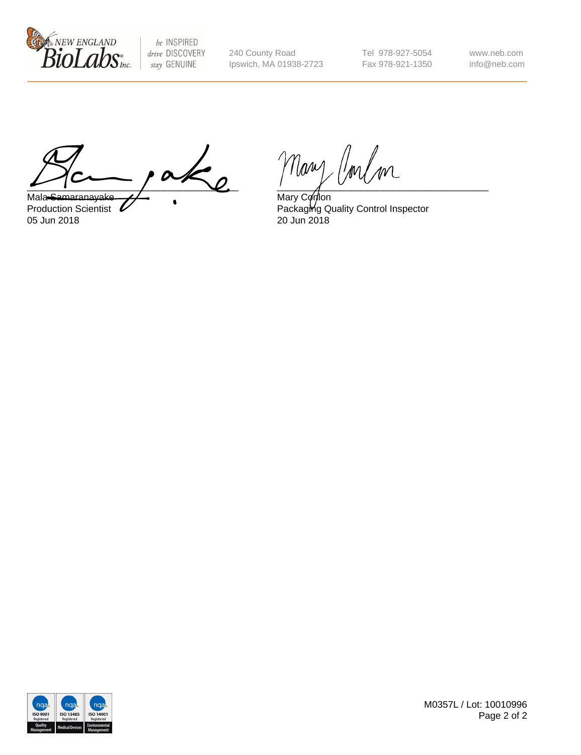Mala Samaranayake
Production Scientist
05 Jun 2018

Mary Conlon
Packaging Quality Control Inspector
20 Jun 2018

M0357L / Lot: 10010996